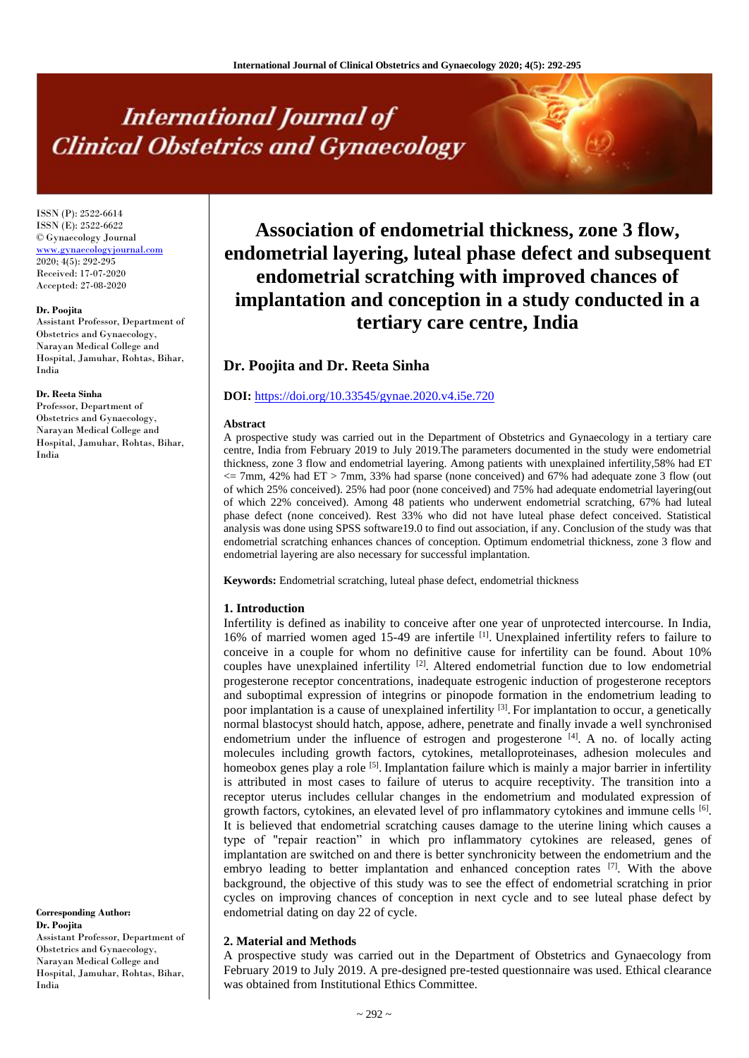# International Journal of Clinical Obstetrics and Gynaecology

ISSN (P): 2522-6614
ISSN (E): 2522-6622
© Gynaecology Journal
www.gynaecologyjournal.com
2020; 4(5): 292-295
Received: 17-07-2020
Accepted: 27-08-2020

**Dr. Poojita**
Assistant Professor, Department of Obstetrics and Gynaecology, Narayan Medical College and Hospital, Jamuhar, Rohtas, Bihar, India

**Dr. Reeta Sinha**
Professor, Department of Obstetrics and Gynaecology, Narayan Medical College and Hospital, Jamuhar, Rohtas, Bihar, India

**Corresponding Author:**
**Dr. Poojita**
Assistant Professor, Department of Obstetrics and Gynaecology, Narayan Medical College and Hospital, Jamuhar, Rohtas, Bihar, India

# Association of endometrial thickness, zone 3 flow, endometrial layering, luteal phase defect and subsequent endometrial scratching with improved chances of implantation and conception in a study conducted in a tertiary care centre, India

## Dr. Poojita and Dr. Reeta Sinha

**DOI:** https://doi.org/10.33545/gynae.2020.v4.i5e.720

### Abstract

A prospective study was carried out in the Department of Obstetrics and Gynaecology in a tertiary care centre, India from February 2019 to July 2019.The parameters documented in the study were endometrial thickness, zone 3 flow and endometrial layering. Among patients with unexplained infertility,58% had ET <= 7mm, 42% had ET > 7mm, 33% had sparse (none conceived) and 67% had adequate zone 3 flow (out of which 25% conceived). 25% had poor (none conceived) and 75% had adequate endometrial layering(out of which 22% conceived). Among 48 patients who underwent endometrial scratching, 67% had luteal phase defect (none conceived). Rest 33% who did not have luteal phase defect conceived. Statistical analysis was done using SPSS software19.0 to find out association, if any. Conclusion of the study was that endometrial scratching enhances chances of conception. Optimum endometrial thickness, zone 3 flow and endometrial layering are also necessary for successful implantation.

**Keywords:** Endometrial scratching, luteal phase defect, endometrial thickness

### 1. Introduction

Infertility is defined as inability to conceive after one year of unprotected intercourse. In India, 16% of married women aged 15-49 are infertile [1]. Unexplained infertility refers to failure to conceive in a couple for whom no definitive cause for infertility can be found. About 10% couples have unexplained infertility [2]. Altered endometrial function due to low endometrial progesterone receptor concentrations, inadequate estrogenic induction of progesterone receptors and suboptimal expression of integrins or pinopode formation in the endometrium leading to poor implantation is a cause of unexplained infertility [3]. For implantation to occur, a genetically normal blastocyst should hatch, appose, adhere, penetrate and finally invade a well synchronised endometrium under the influence of estrogen and progesterone [4]. A no. of locally acting molecules including growth factors, cytokines, metalloproteinases, adhesion molecules and homeobox genes play a role [5]. Implantation failure which is mainly a major barrier in infertility is attributed in most cases to failure of uterus to acquire receptivity. The transition into a receptor uterus includes cellular changes in the endometrium and modulated expression of growth factors, cytokines, an elevated level of pro inflammatory cytokines and immune cells [6]. It is believed that endometrial scratching causes damage to the uterine lining which causes a type of "repair reaction" in which pro inflammatory cytokines are released, genes of implantation are switched on and there is better synchronicity between the endometrium and the embryo leading to better implantation and enhanced conception rates [7]. With the above background, the objective of this study was to see the effect of endometrial scratching in prior cycles on improving chances of conception in next cycle and to see luteal phase defect by endometrial dating on day 22 of cycle.

### 2. Material and Methods

A prospective study was carried out in the Department of Obstetrics and Gynaecology from February 2019 to July 2019. A pre-designed pre-tested questionnaire was used. Ethical clearance was obtained from Institutional Ethics Committee.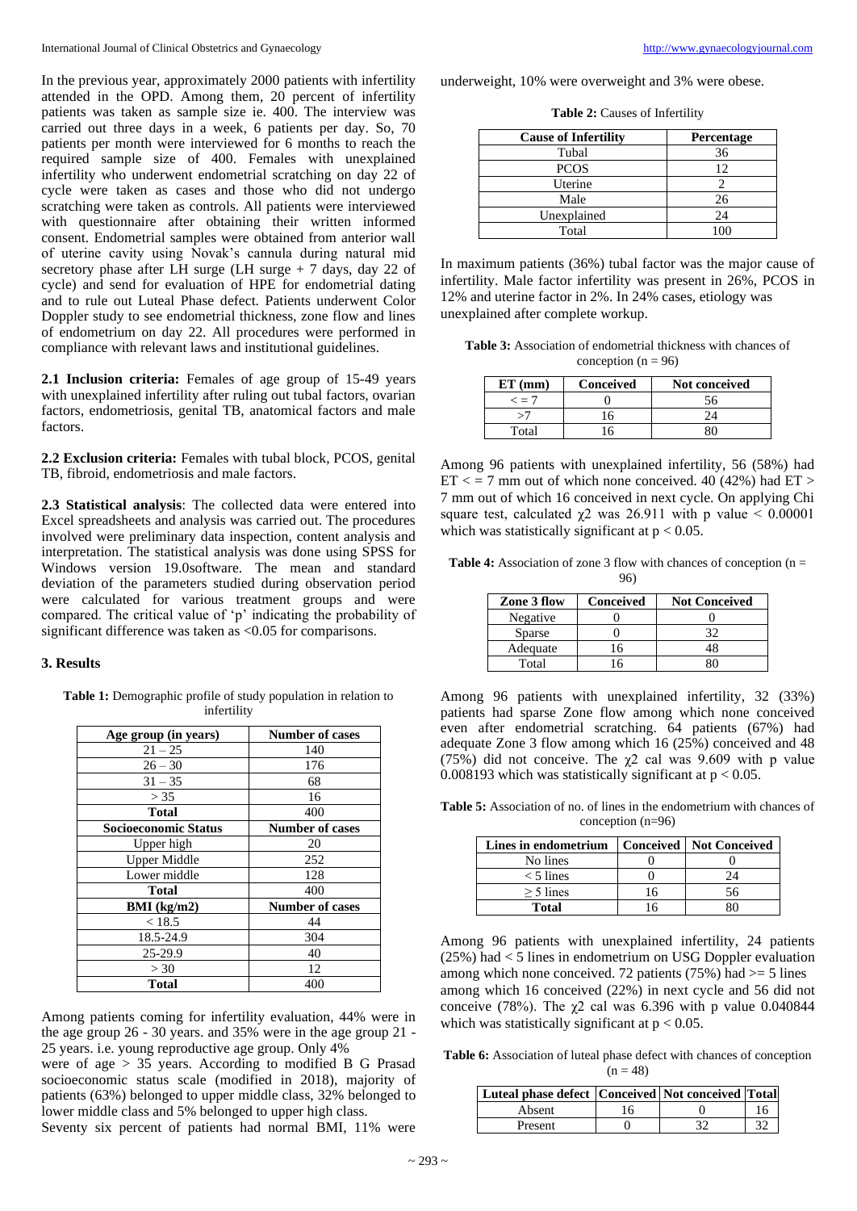In the previous year, approximately 2000 patients with infertility attended in the OPD. Among them, 20 percent of infertility patients was taken as sample size ie. 400. The interview was carried out three days in a week, 6 patients per day. So, 70 patients per month were interviewed for 6 months to reach the required sample size of 400. Females with unexplained infertility who underwent endometrial scratching on day 22 of cycle were taken as cases and those who did not undergo scratching were taken as controls. All patients were interviewed with questionnaire after obtaining their written informed consent. Endometrial samples were obtained from anterior wall of uterine cavity using Novak's cannula during natural mid secretory phase after LH surge (LH surge + 7 days, day 22 of cycle) and send for evaluation of HPE for endometrial dating and to rule out Luteal Phase defect. Patients underwent Color Doppler study to see endometrial thickness, zone flow and lines of endometrium on day 22. All procedures were performed in compliance with relevant laws and institutional guidelines.

**2.1 Inclusion criteria:** Females of age group of 15-49 years with unexplained infertility after ruling out tubal factors, ovarian factors, endometriosis, genital TB, anatomical factors and male factors.

**2.2 Exclusion criteria:** Females with tubal block, PCOS, genital TB, fibroid, endometriosis and male factors.

**2.3 Statistical analysis**: The collected data were entered into Excel spreadsheets and analysis was carried out. The procedures involved were preliminary data inspection, content analysis and interpretation. The statistical analysis was done using SPSS for Windows version 19.0software. The mean and standard deviation of the parameters studied during observation period were calculated for various treatment groups and were compared. The critical value of 'p' indicating the probability of significant difference was taken as <0.05 for comparisons.

### 3. Results

**Table 1:** Demographic profile of study population in relation to infertility

| Age group (in years) | Number of cases |
|---|---|
| 21 – 25 | 140 |
| 26 – 30 | 176 |
| 31 – 35 | 68 |
| > 35 | 16 |
| **Total** | 400 |
| **Socioeconomic Status** | **Number of cases** |
| Upper high | 20 |
| Upper Middle | 252 |
| Lower middle | 128 |
| **Total** | 400 |
| **BMI (kg/m2)** | **Number of cases** |
| < 18.5 | 44 |
| 18.5-24.9 | 304 |
| 25-29.9 | 40 |
| > 30 | 12 |
| **Total** | 400 |

Among patients coming for infertility evaluation, 44% were in the age group 26 - 30 years. and 35% were in the age group 21 - 25 years. i.e. young reproductive age group. Only 4% were of age > 35 years. According to modified B G Prasad socioeconomic status scale (modified in 2018), majority of patients (63%) belonged to upper middle class, 32% belonged to lower middle class and 5% belonged to upper high class.

Seventy six percent of patients had normal BMI, 11% were underweight, 10% were overweight and 3% were obese.

**Table 2:** Causes of Infertility

| Cause of Infertility | Percentage |
|---|---|
| Tubal | 36 |
| PCOS | 12 |
| Uterine | 2 |
| Male | 26 |
| Unexplained | 24 |
| Total | 100 |

In maximum patients (36%) tubal factor was the major cause of infertility. Male factor infertility was present in 26%, PCOS in 12% and uterine factor in 2%. In 24% cases, etiology was unexplained after complete workup.

**Table 3:** Association of endometrial thickness with chances of conception (n = 96)

| ET (mm) | Conceived | Not conceived |
|---|---|---|
| < = 7 | 0 | 56 |
| >7 | 16 | 24 |
| Total | 16 | 80 |

Among 96 patients with unexplained infertility, 56 (58%) had ET < = 7 mm out of which none conceived. 40 (42%) had ET > 7 mm out of which 16 conceived in next cycle. On applying Chi square test, calculated $\chi 2$ was 26.911 with p value < 0.00001 which was statistically significant at $p < 0.05$.

**Table 4:** Association of zone 3 flow with chances of conception (n = 96)

| Zone 3 flow | Conceived | Not Conceived |
|---|---|---|
| Negative | 0 | 0 |
| Sparse | 0 | 32 |
| Adequate | 16 | 48 |
| Total | 16 | 80 |

Among 96 patients with unexplained infertility, 32 (33%) patients had sparse Zone flow among which none conceived even after endometrial scratching. 64 patients (67%) had adequate Zone 3 flow among which 16 (25%) conceived and 48 (75%) did not conceive. The $\chi 2$ cal was 9.609 with p value 0.008193 which was statistically significant at $p < 0.05$.

**Table 5:** Association of no. of lines in the endometrium with chances of conception (n=96)

| Lines in endometrium | Conceived | Not Conceived |
|---|---|---|
| No lines | 0 | 0 |
| < 5 lines | 0 | 24 |
| ≥ 5 lines | 16 | 56 |
| **Total** | 16 | 80 |

Among 96 patients with unexplained infertility, 24 patients (25%) had < 5 lines in endometrium on USG Doppler evaluation among which none conceived. 72 patients (75%) had >= 5 lines among which 16 conceived (22%) in next cycle and 56 did not conceive (78%). The $\chi 2$ cal was 6.396 with p value 0.040844 which was statistically significant at $p < 0.05$.

**Table 6:** Association of luteal phase defect with chances of conception (n = 48)

| Luteal phase defect | Conceived | Not conceived | Total |
|---|---|---|---|
| Absent | 16 | 0 | 16 |
| Present | 0 | 32 | 32 |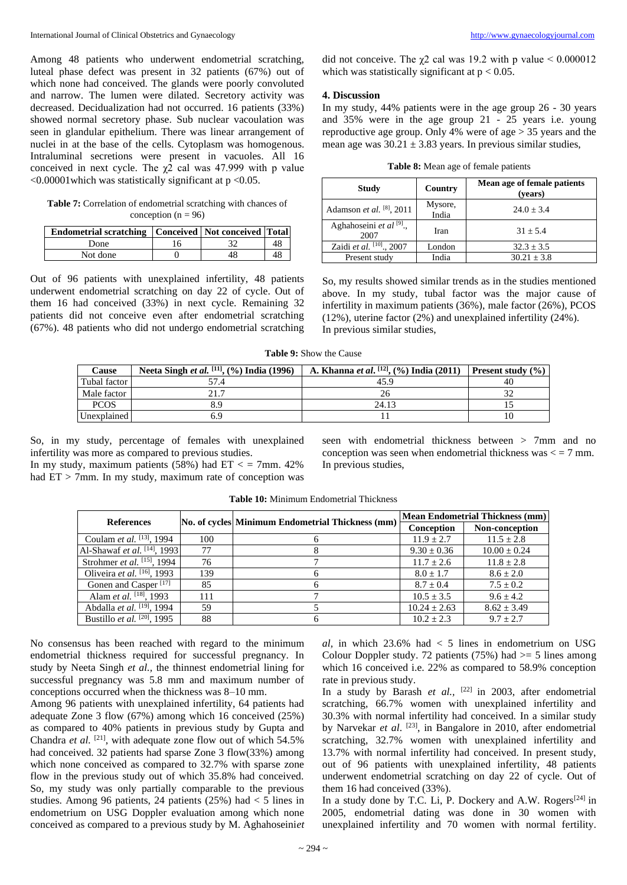Among 48 patients who underwent endometrial scratching, luteal phase defect was present in 32 patients (67%) out of which none had conceived. The glands were poorly convoluted and narrow. The lumen were dilated. Secretory activity was decreased. Decidualization had not occurred. 16 patients (33%) showed normal secretory phase. Sub nuclear vacoulation was seen in glandular epithelium. There was linear arrangement of nuclei in at the base of the cells. Cytoplasm was homogenous. Intraluminal secretions were present in vacuoles. All 16 conceived in next cycle. The $\chi 2$ cal was 47.999 with p value <0.00001which was statistically significant at $p < 0.05$.

**Table 7:** Correlation of endometrial scratching with chances of conception (n = 96)

| Endometrial scratching | Conceived | Not conceived | Total |
|---|---|---|---|
| Done | 16 | 32 | 48 |
| Not done | 0 | 48 | 48 |

Out of 96 patients with unexplained infertility, 48 patients underwent endometrial scratching on day 22 of cycle. Out of them 16 had conceived (33%) in next cycle. Remaining 32 patients did not conceive even after endometrial scratching (67%). 48 patients who did not undergo endometrial scratching did not conceive. The $\chi 2$ cal was 19.2 with p value < 0.000012 which was statistically significant at $p < 0.05$.

## 4. Discussion

In my study, 44% patients were in the age group 26 - 30 years and 35% were in the age group 21 - 25 years i.e. young reproductive age group. Only 4% were of age > 35 years and the mean age was $30.21 \pm 3.83$ years. In previous similar studies,

**Table 8:** Mean age of female patients

| Study | Country | Mean age of female patients (years) |
|---|---|---|
| Adamson *et al.* [8], 2011 | Mysore, India | 24.0 ± 3.4 |
| Aghahoseini *et al* [9]., 2007 | Iran | 31 ± 5.4 |
| Zaidi *et al.* [10]., 2007 | London | 32.3 ± 3.5 |
| Present study | India | 30.21 ± 3.8 |

So, my results showed similar trends as in the studies mentioned above. In my study, tubal factor was the major cause of infertility in maximum patients (36%), male factor (26%), PCOS (12%), uterine factor (2%) and unexplained infertility (24%).
In previous similar studies,

**Table 9:** Show the Cause

| Cause | Neeta Singh *et al.* [11], (%) India (1996) | A. Khanna *et al.* [12], (%) India (2011) | Present study (%) |
|---|---|---|---|
| Tubal factor | 57.4 | 45.9 | 40 |
| Male factor | 21.7 | 26 | 32 |
| PCOS | 8.9 | 24.13 | 15 |
| Unexplained | 6.9 | 11 | 10 |

So, in my study, percentage of females with unexplained infertility was more as compared to previous studies.
In my study, maximum patients (58%) had ET < = 7mm. 42% had ET > 7mm. In my study, maximum rate of conception was seen with endometrial thickness between > 7mm and no conception was seen when endometrial thickness was < = 7 mm. In previous studies,

**Table 10:** Minimum Endometrial Thickness

| References | No. of cycles | Minimum Endometrial Thickness (mm) | Mean Endometrial Thickness (mm) | |
|---|---|---|---|---|
| | | | Conception | Non-conception |
| Coulam *et al.* [13], 1994 | 100 | 6 | 11.9 ± 2.7 | 11.5 ± 2.8 |
| Al-Shawaf *et al.* [14], 1993 | 77 | 8 | 9.30 ± 0.36 | 10.00 ± 0.24 |
| Strohmer *et al.* [15], 1994 | 76 | 7 | 11.7 ± 2.6 | 11.8 ± 2.8 |
| Oliveira *et al.* [16], 1993 | 139 | 6 | 8.0 ± 1.7 | 8.6 ± 2.0 |
| Gonen and Casper [17] | 85 | 6 | 8.7 ± 0.4 | 7.5 ± 0.2 |
| Alam *et al.* [18], 1993 | 111 | 7 | 10.5 ± 3.5 | 9.6 ± 4.2 |
| Abdalla *et al.* [19], 1994 | 59 | 5 | 10.24 ± 2.63 | 8.62 ± 3.49 |
| Bustillo *et al.* [20], 1995 | 88 | 6 | 10.2 ± 2.3 | 9.7 ± 2.7 |

No consensus has been reached with regard to the minimum endometrial thickness required for successful pregnancy. In study by Neeta Singh *et al.,* the thinnest endometrial lining for successful pregnancy was 5.8 mm and maximum number of conceptions occurred when the thickness was 8–10 mm.

Among 96 patients with unexplained infertility, 64 patients had adequate Zone 3 flow (67%) among which 16 conceived (25%) as compared to 40% patients in previous study by Gupta and Chandra *et al.* [21], with adequate zone flow out of which 54.5% had conceived. 32 patients had sparse Zone 3 flow(33%) among which none conceived as compared to 32.7% with sparse zone flow in the previous study out of which 35.8% had conceived. So, my study was only partially comparable to the previous studies. Among 96 patients, 24 patients (25%) had < 5 lines in endometrium on USG Doppler evaluation among which none conceived as compared to a previous study by M. Aghahoseini*et al,* in which 23.6% had < 5 lines in endometrium on USG Colour Doppler study. 72 patients (75%) had >= 5 lines among which 16 conceived i.e. 22% as compared to 58.9% conception rate in previous study.

In a study by Barash *et al.,* [22] in 2003, after endometrial scratching, 66.7% women with unexplained infertility and 30.3% with normal infertility had conceived. In a similar study by Narvekar *et al.* [23], in Bangalore in 2010, after endometrial scratching, 32.7% women with unexplained infertility and 13.7% with normal infertility had conceived. In present study, out of 96 patients with unexplained infertility, 48 patients underwent endometrial scratching on day 22 of cycle. Out of them 16 had conceived (33%).

In a study done by T.C. Li, P. Dockery and A.W. Rogers[24] in 2005, endometrial dating was done in 30 women with unexplained infertility and 70 women with normal fertility.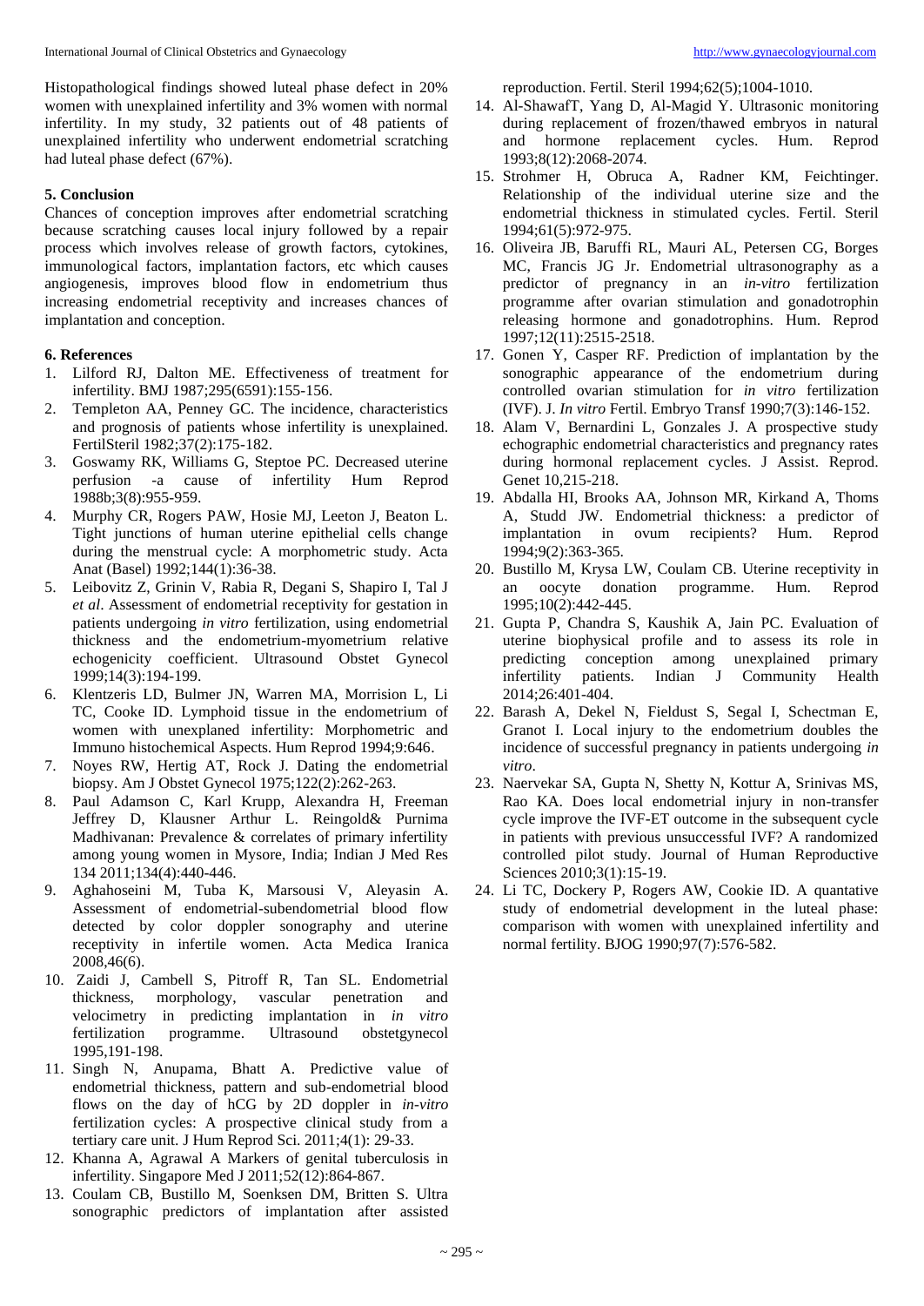Histopathological findings showed luteal phase defect in 20% women with unexplained infertility and 3% women with normal infertility. In my study, 32 patients out of 48 patients of unexplained infertility who underwent endometrial scratching had luteal phase defect (67%).

## 5. Conclusion

Chances of conception improves after endometrial scratching because scratching causes local injury followed by a repair process which involves release of growth factors, cytokines, immunological factors, implantation factors, etc which causes angiogenesis, improves blood flow in endometrium thus increasing endometrial receptivity and increases chances of implantation and conception.

## 6. References

1. Lilford RJ, Dalton ME. Effectiveness of treatment for infertility. BMJ 1987;295(6591):155-156.
2. Templeton AA, Penney GC. The incidence, characteristics and prognosis of patients whose infertility is unexplained. FertilSteril 1982;37(2):175-182.
3. Goswamy RK, Williams G, Steptoe PC. Decreased uterine perfusion -a cause of infertility Hum Reprod 1988b;3(8):955-959.
4. Murphy CR, Rogers PAW, Hosie MJ, Leeton J, Beaton L. Tight junctions of human uterine epithelial cells change during the menstrual cycle: A morphometric study. Acta Anat (Basel) 1992;144(1):36-38.
5. Leibovitz Z, Grinin V, Rabia R, Degani S, Shapiro I, Tal J *et al*. Assessment of endometrial receptivity for gestation in patients undergoing *in vitro* fertilization, using endometrial thickness and the endometrium-myometrium relative echogenicity coefficient. Ultrasound Obstet Gynecol 1999;14(3):194-199.
6. Klentzeris LD, Bulmer JN, Warren MA, Morrision L, Li TC, Cooke ID. Lymphoid tissue in the endometrium of women with unexplaned infertility: Morphometric and Immuno histochemical Aspects. Hum Reprod 1994;9:646.
7. Noyes RW, Hertig AT, Rock J. Dating the endometrial biopsy. Am J Obstet Gynecol 1975;122(2):262-263.
8. Paul Adamson C, Karl Krupp, Alexandra H, Freeman Jeffrey D, Klausner Arthur L. Reingold& Purnima Madhivanan: Prevalence & correlates of primary infertility among young women in Mysore, India; Indian J Med Res 134 2011;134(4):440-446.
9. Aghahoseini M, Tuba K, Marsousi V, Aleyasin A. Assessment of endometrial-subendometrial blood flow detected by color doppler sonography and uterine receptivity in infertile women. Acta Medica Iranica 2008,46(6).
10. Zaidi J, Cambell S, Pitroff R, Tan SL. Endometrial thickness, morphology, vascular penetration and velocimetry in predicting implantation in *in vitro* fertilization programme. Ultrasound obstetgynecol 1995,191-198.
11. Singh N, Anupama, Bhatt A. Predictive value of endometrial thickness, pattern and sub-endometrial blood flows on the day of hCG by 2D doppler in *in-vitro* fertilization cycles: A prospective clinical study from a tertiary care unit. J Hum Reprod Sci. 2011;4(1): 29-33.
12. Khanna A, Agrawal A Markers of genital tuberculosis in infertility. Singapore Med J 2011;52(12):864-867.
13. Coulam CB, Bustillo M, Soenksen DM, Britten S. Ultra sonographic predictors of implantation after assisted reproduction. Fertil. Steril 1994;62(5);1004-1010.
14. Al-ShawafT, Yang D, Al-Magid Y. Ultrasonic monitoring during replacement of frozen/thawed embryos in natural and hormone replacement cycles. Hum. Reprod 1993;8(12):2068-2074.
15. Strohmer H, Obruca A, Radner KM, Feichtinger. Relationship of the individual uterine size and the endometrial thickness in stimulated cycles. Fertil. Steril 1994;61(5):972-975.
16. Oliveira JB, Baruffi RL, Mauri AL, Petersen CG, Borges MC, Francis JG Jr. Endometrial ultrasonography as a predictor of pregnancy in an *in-vitro* fertilization programme after ovarian stimulation and gonadotrophin releasing hormone and gonadotrophins. Hum. Reprod 1997;12(11):2515-2518.
17. Gonen Y, Casper RF. Prediction of implantation by the sonographic appearance of the endometrium during controlled ovarian stimulation for *in vitro* fertilization (IVF). J. *In vitro* Fertil. Embryo Transf 1990;7(3):146-152.
18. Alam V, Bernardini L, Gonzales J. A prospective study echographic endometrial characteristics and pregnancy rates during hormonal replacement cycles. J Assist. Reprod. Genet 10,215-218.
19. Abdalla HI, Brooks AA, Johnson MR, Kirkand A, Thoms A, Studd JW. Endometrial thickness: a predictor of implantation in ovum recipients? Hum. Reprod 1994;9(2):363-365.
20. Bustillo M, Krysa LW, Coulam CB. Uterine receptivity in an oocyte donation programme. Hum. Reprod 1995;10(2):442-445.
21. Gupta P, Chandra S, Kaushik A, Jain PC. Evaluation of uterine biophysical profile and to assess its role in predicting conception among unexplained primary infertility patients. Indian J Community Health 2014;26:401-404.
22. Barash A, Dekel N, Fieldust S, Segal I, Schectman E, Granot I. Local injury to the endometrium doubles the incidence of successful pregnancy in patients undergoing *in vitro*.
23. Naervekar SA, Gupta N, Shetty N, Kottur A, Srinivas MS, Rao KA. Does local endometrial injury in non-transfer cycle improve the IVF-ET outcome in the subsequent cycle in patients with previous unsuccessful IVF? A randomized controlled pilot study. Journal of Human Reproductive Sciences 2010;3(1):15-19.
24. Li TC, Dockery P, Rogers AW, Cookie ID. A quantative study of endometrial development in the luteal phase: comparison with women with unexplained infertility and normal fertility. BJOG 1990;97(7):576-582.